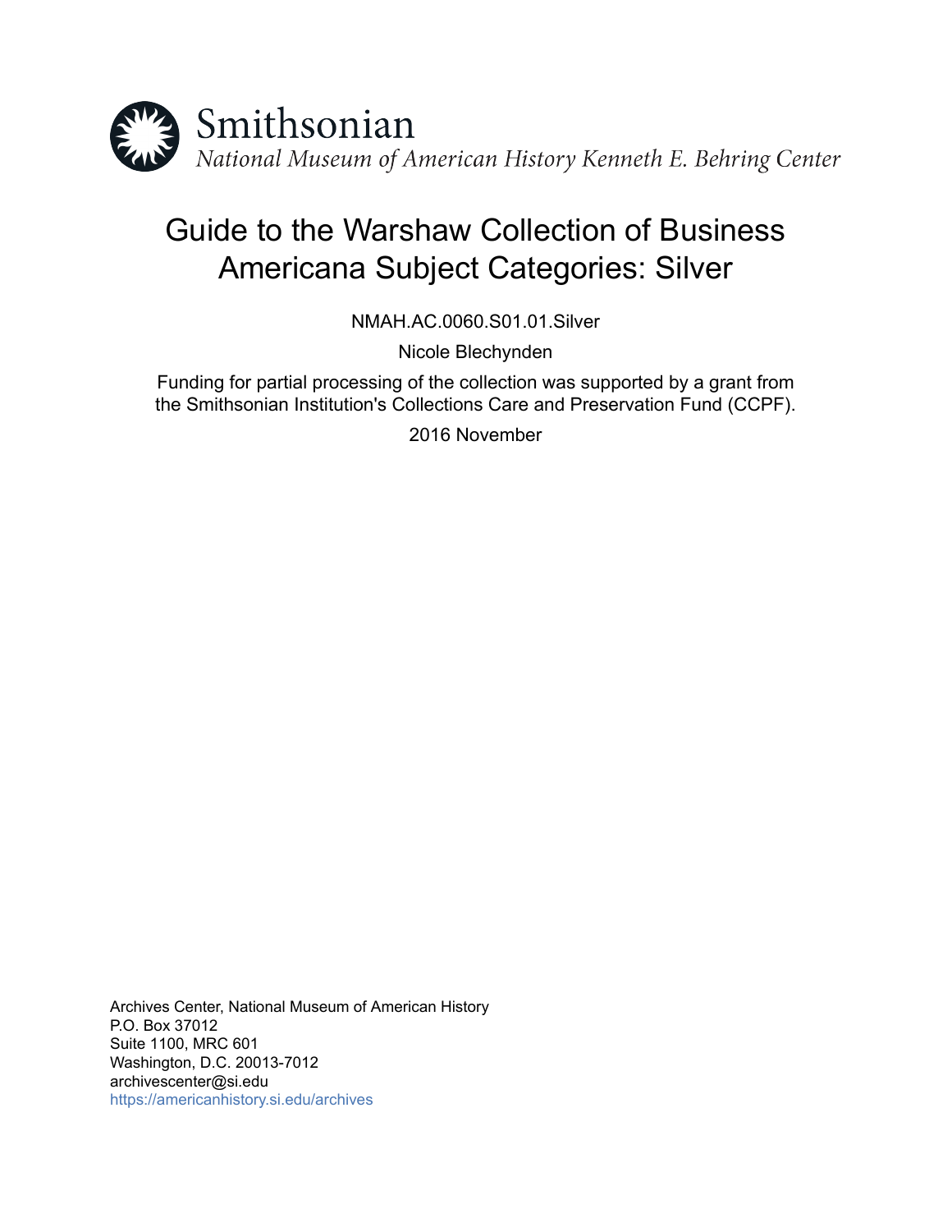Smithsonian

*National Museum of American History Kenneth E. Behring Center*

# Guide to the Warshaw Collection of Business Americana Subject Categories: Silver

NMAH.AC.0060.S01.01.Silver

Nicole Blechynden

Funding for partial processing of the collection was supported by a grant from the Smithsonian Institution's Collections Care and Preservation Fund (CCPF).

2016 November

Archives Center, National Museum of American History
P.O. Box 37012
Suite 1100, MRC 601
Washington, D.C. 20013-7012
archivescenter@si.edu
https://americanhistory.si.edu/archives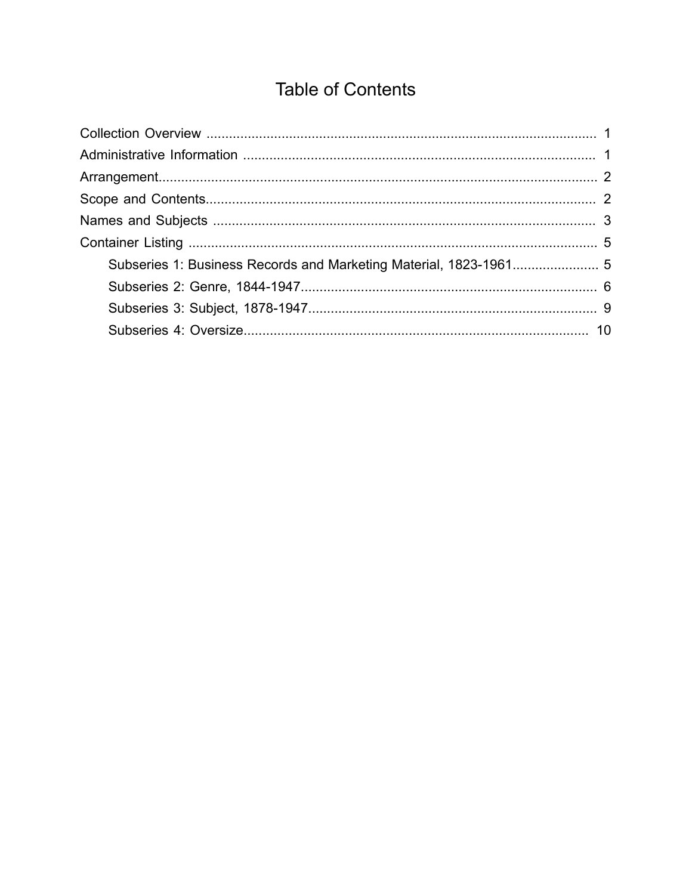# Table of Contents

- Collection Overview ........................................................................................................ 1
- Administrative Information ............................................................................................ 1
- Arrangement.................................................................................................................... 2
- Scope and Contents....................................................................................................... 2
- Names and Subjects ..................................................................................................... 3
- Container Listing ........................................................................................................... 5
  - Subseries 1: Business Records and Marketing Material, 1823-1961....................... 5
  - Subseries 2: Genre, 1844-1947............................................................................... 6
  - Subseries 3: Subject, 1878-1947............................................................................. 9
  - Subseries 4: Oversize............................................................................................ 10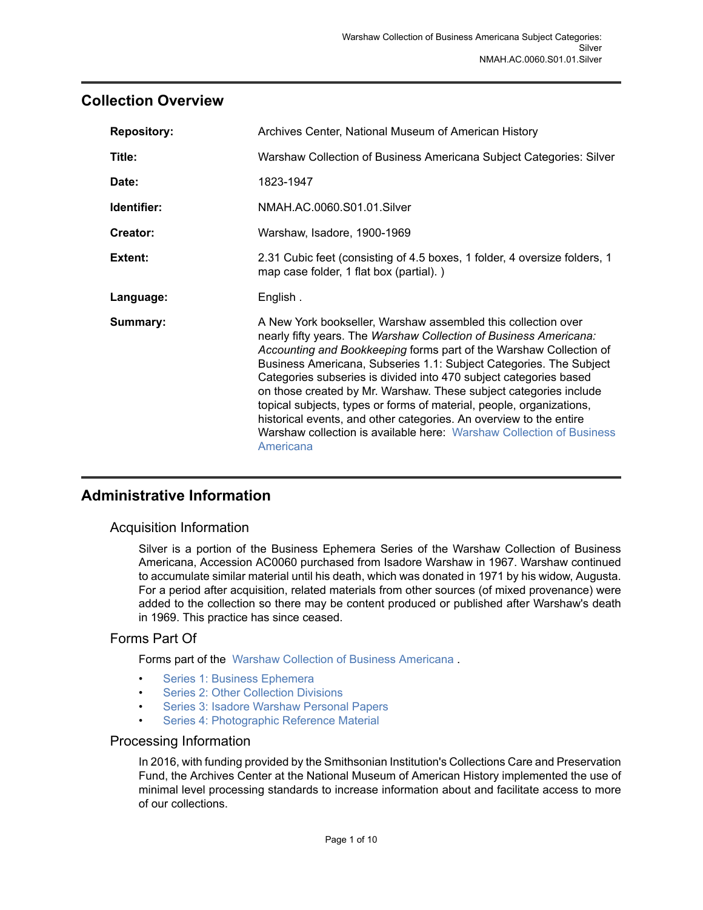## Collection Overview

| | |
|---|---|
| **Repository:** | Archives Center, National Museum of American History |
| **Title:** | Warshaw Collection of Business Americana Subject Categories: Silver |
| **Date:** | 1823-1947 |
| **Identifier:** | NMAH.AC.0060.S01.01.Silver |
| **Creator:** | Warshaw, Isadore, 1900-1969 |
| **Extent:** | 2.31 Cubic feet (consisting of 4.5 boxes, 1 folder, 4 oversize folders, 1 map case folder, 1 flat box (partial). ) |
| **Language:** | English . |
| **Summary:** | A New York bookseller, Warshaw assembled this collection over nearly fifty years. The *Warshaw Collection of Business Americana: Accounting and Bookkeeping* forms part of the Warshaw Collection of Business Americana, Subseries 1.1: Subject Categories. The Subject Categories subseries is divided into 470 subject categories based on those created by Mr. Warshaw. These subject categories include topical subjects, types or forms of material, people, organizations, historical events, and other categories. An overview to the entire Warshaw collection is available here: Warshaw Collection of Business Americana |

## Administrative Information

### Acquisition Information

Silver is a portion of the Business Ephemera Series of the Warshaw Collection of Business Americana, Accession AC0060 purchased from Isadore Warshaw in 1967. Warshaw continued to accumulate similar material until his death, which was donated in 1971 by his widow, Augusta. For a period after acquisition, related materials from other sources (of mixed provenance) were added to the collection so there may be content produced or published after Warshaw's death in 1969. This practice has since ceased.

### Forms Part Of

Forms part of the Warshaw Collection of Business Americana .

- Series 1: Business Ephemera
- Series 2: Other Collection Divisions
- Series 3: Isadore Warshaw Personal Papers
- Series 4: Photographic Reference Material

### Processing Information

In 2016, with funding provided by the Smithsonian Institution's Collections Care and Preservation Fund, the Archives Center at the National Museum of American History implemented the use of minimal level processing standards to increase information about and facilitate access to more of our collections.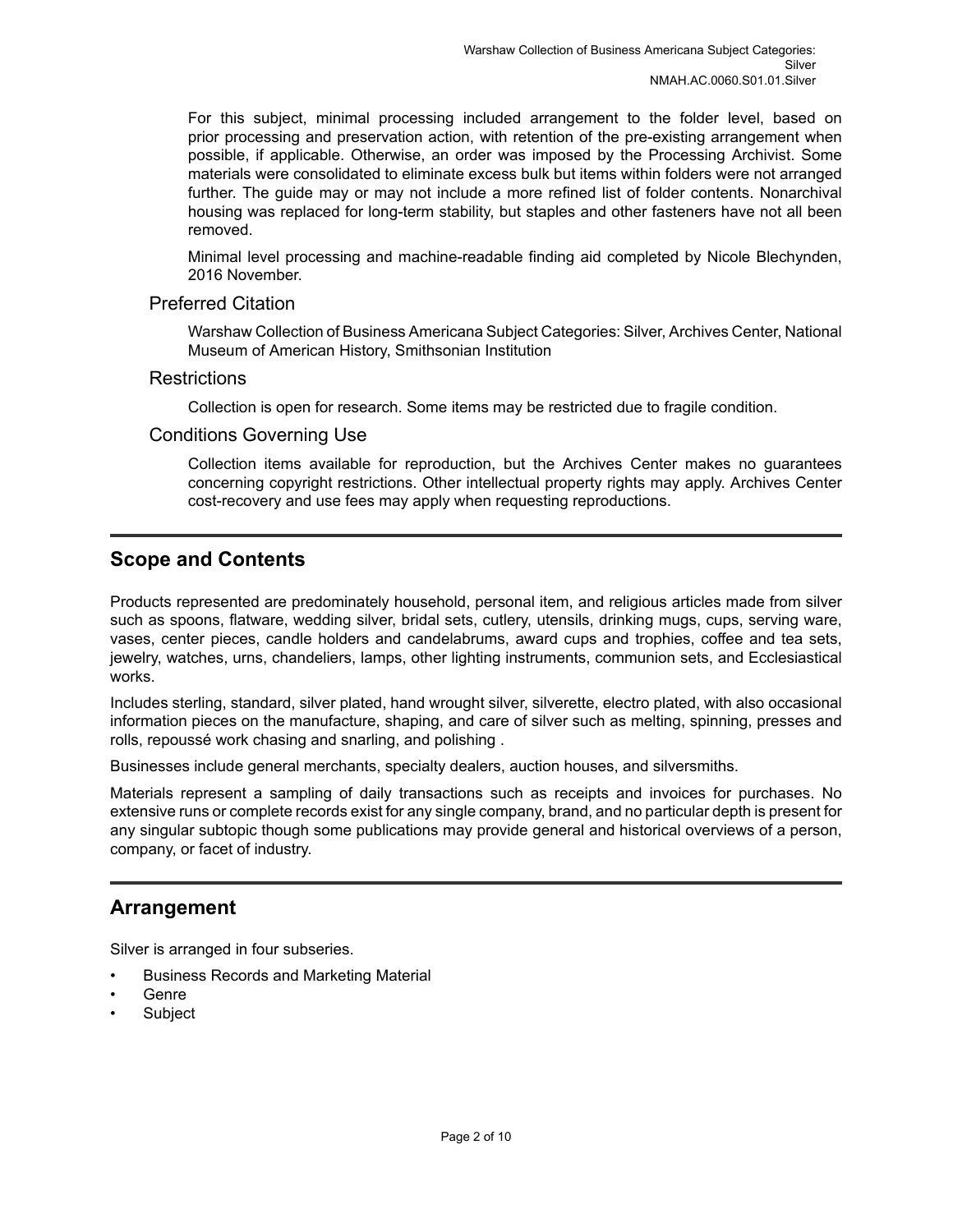For this subject, minimal processing included arrangement to the folder level, based on prior processing and preservation action, with retention of the pre-existing arrangement when possible, if applicable. Otherwise, an order was imposed by the Processing Archivist. Some materials were consolidated to eliminate excess bulk but items within folders were not arranged further. The guide may or may not include a more refined list of folder contents. Nonarchival housing was replaced for long-term stability, but staples and other fasteners have not all been removed.

Minimal level processing and machine-readable finding aid completed by Nicole Blechynden, 2016 November.

### Preferred Citation

Warshaw Collection of Business Americana Subject Categories: Silver, Archives Center, National Museum of American History, Smithsonian Institution

### Restrictions

Collection is open for research. Some items may be restricted due to fragile condition.

### Conditions Governing Use

Collection items available for reproduction, but the Archives Center makes no guarantees concerning copyright restrictions. Other intellectual property rights may apply. Archives Center cost-recovery and use fees may apply when requesting reproductions.

## Scope and Contents

Products represented are predominately household, personal item, and religious articles made from silver such as spoons, flatware, wedding silver, bridal sets, cutlery, utensils, drinking mugs, cups, serving ware, vases, center pieces, candle holders and candelabrums, award cups and trophies, coffee and tea sets, jewelry, watches, urns, chandeliers, lamps, other lighting instruments, communion sets, and Ecclesiastical works.

Includes sterling, standard, silver plated, hand wrought silver, silverette, electro plated, with also occasional information pieces on the manufacture, shaping, and care of silver such as melting, spinning, presses and rolls, repoussé work chasing and snarling, and polishing .

Businesses include general merchants, specialty dealers, auction houses, and silversmiths.

Materials represent a sampling of daily transactions such as receipts and invoices for purchases. No extensive runs or complete records exist for any single company, brand, and no particular depth is present for any singular subtopic though some publications may provide general and historical overviews of a person, company, or facet of industry.

## Arrangement

Silver is arranged in four subseries.

- Business Records and Marketing Material
- Genre
- Subject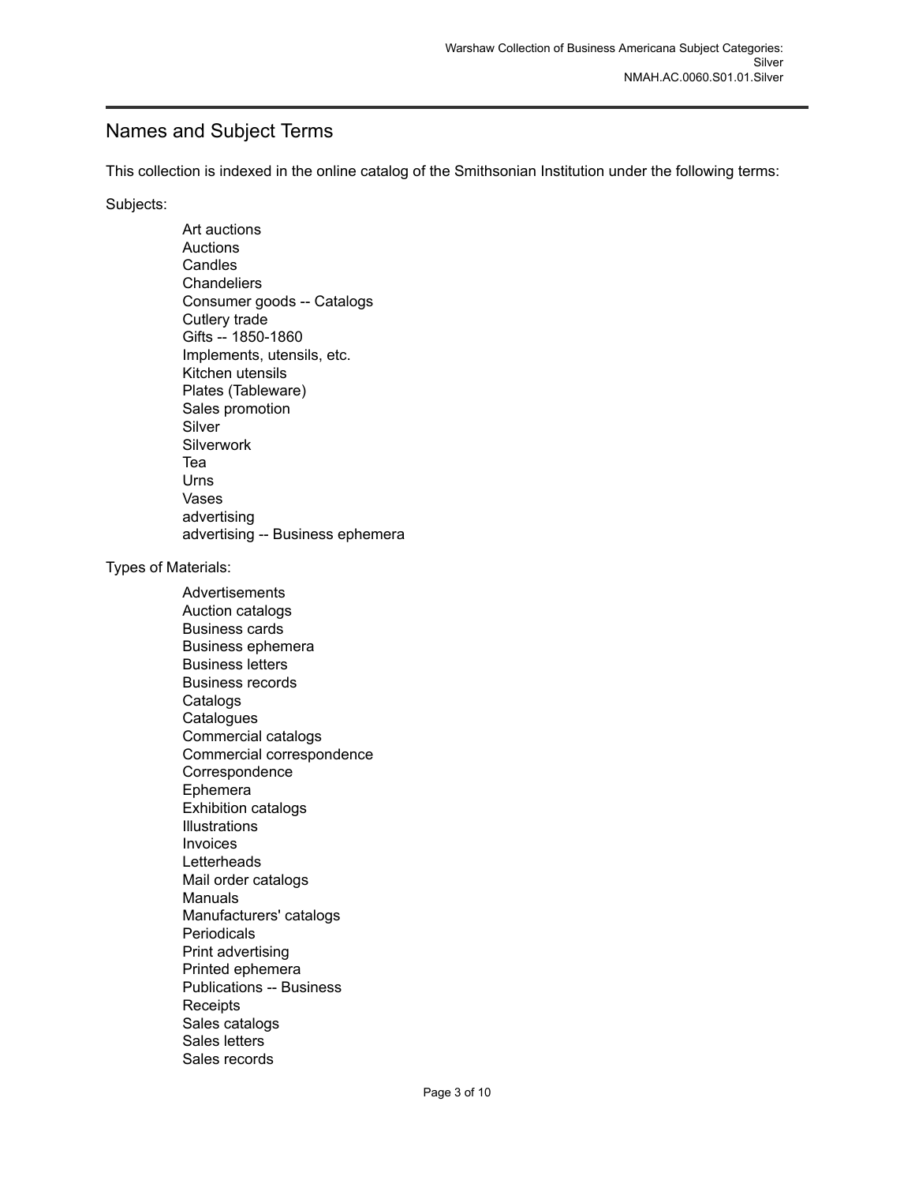## Names and Subject Terms

This collection is indexed in the online catalog of the Smithsonian Institution under the following terms:

Subjects:

- Art auctions
- Auctions
- Candles
- Chandeliers
- Consumer goods -- Catalogs
- Cutlery trade
- Gifts -- 1850-1860
- Implements, utensils, etc.
- Kitchen utensils
- Plates (Tableware)
- Sales promotion
- Silver
- Silverwork
- Tea
- Urns
- Vases
- advertising
- advertising -- Business ephemera

Types of Materials:

- Advertisements
- Auction catalogs
- Business cards
- Business ephemera
- Business letters
- Business records
- Catalogs
- Catalogues
- Commercial catalogs
- Commercial correspondence
- Correspondence
- Ephemera
- Exhibition catalogs
- Illustrations
- Invoices
- Letterheads
- Mail order catalogs
- Manuals
- Manufacturers' catalogs
- Periodicals
- Print advertising
- Printed ephemera
- Publications -- Business
- Receipts
- Sales catalogs
- Sales letters
- Sales records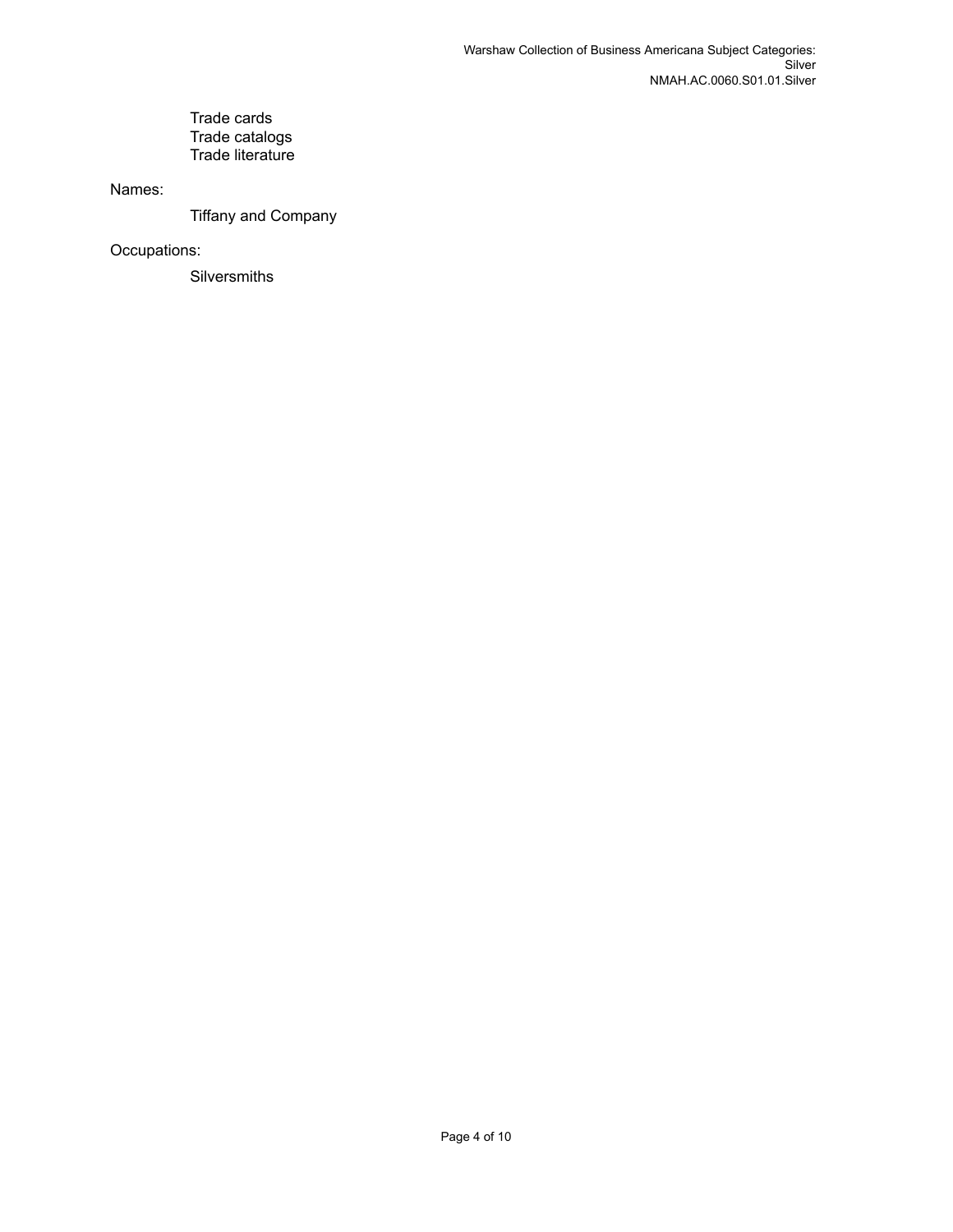- Trade cards
- Trade catalogs
- Trade literature

Names:

- Tiffany and Company

Occupations:

- Silversmiths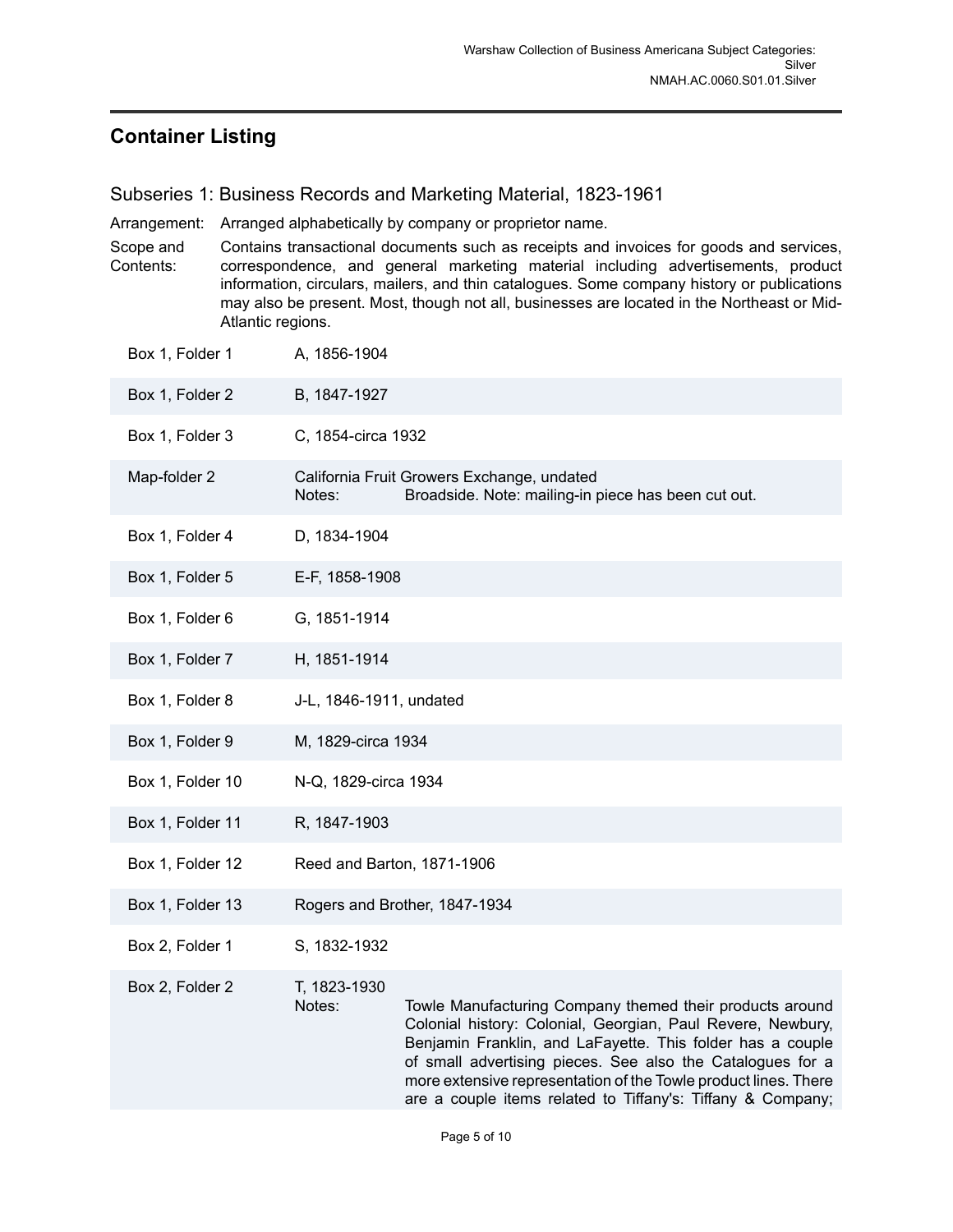## Container Listing

### Subseries 1: Business Records and Marketing Material, 1823-1961

Arrangement: Arranged alphabetically by company or proprietor name.

Scope and Contents: Contains transactional documents such as receipts and invoices for goods and services, correspondence, and general marketing material including advertisements, product information, circulars, mailers, and thin catalogues. Some company history or publications may also be present. Most, though not all, businesses are located in the Northeast or Mid-Atlantic regions.

| | |
|---|---|
| Box 1, Folder 1 | A, 1856-1904 |
| Box 1, Folder 2 | B, 1847-1927 |
| Box 1, Folder 3 | C, 1854-circa 1932 |
| Map-folder 2 | California Fruit Growers Exchange, undated<br>Notes: Broadside. Note: mailing-in piece has been cut out. |
| Box 1, Folder 4 | D, 1834-1904 |
| Box 1, Folder 5 | E-F, 1858-1908 |
| Box 1, Folder 6 | G, 1851-1914 |
| Box 1, Folder 7 | H, 1851-1914 |
| Box 1, Folder 8 | J-L, 1846-1911, undated |
| Box 1, Folder 9 | M, 1829-circa 1934 |
| Box 1, Folder 10 | N-Q, 1829-circa 1934 |
| Box 1, Folder 11 | R, 1847-1903 |
| Box 1, Folder 12 | Reed and Barton, 1871-1906 |
| Box 1, Folder 13 | Rogers and Brother, 1847-1934 |
| Box 2, Folder 1 | S, 1832-1932 |
| Box 2, Folder 2 | T, 1823-1930<br>Notes: Towle Manufacturing Company themed their products around Colonial history: Colonial, Georgian, Paul Revere, Newbury, Benjamin Franklin, and LaFayette. This folder has a couple of small advertising pieces. See also the Catalogues for a more extensive representation of the Towle product lines. There are a couple items related to Tiffany's: Tiffany & Company; |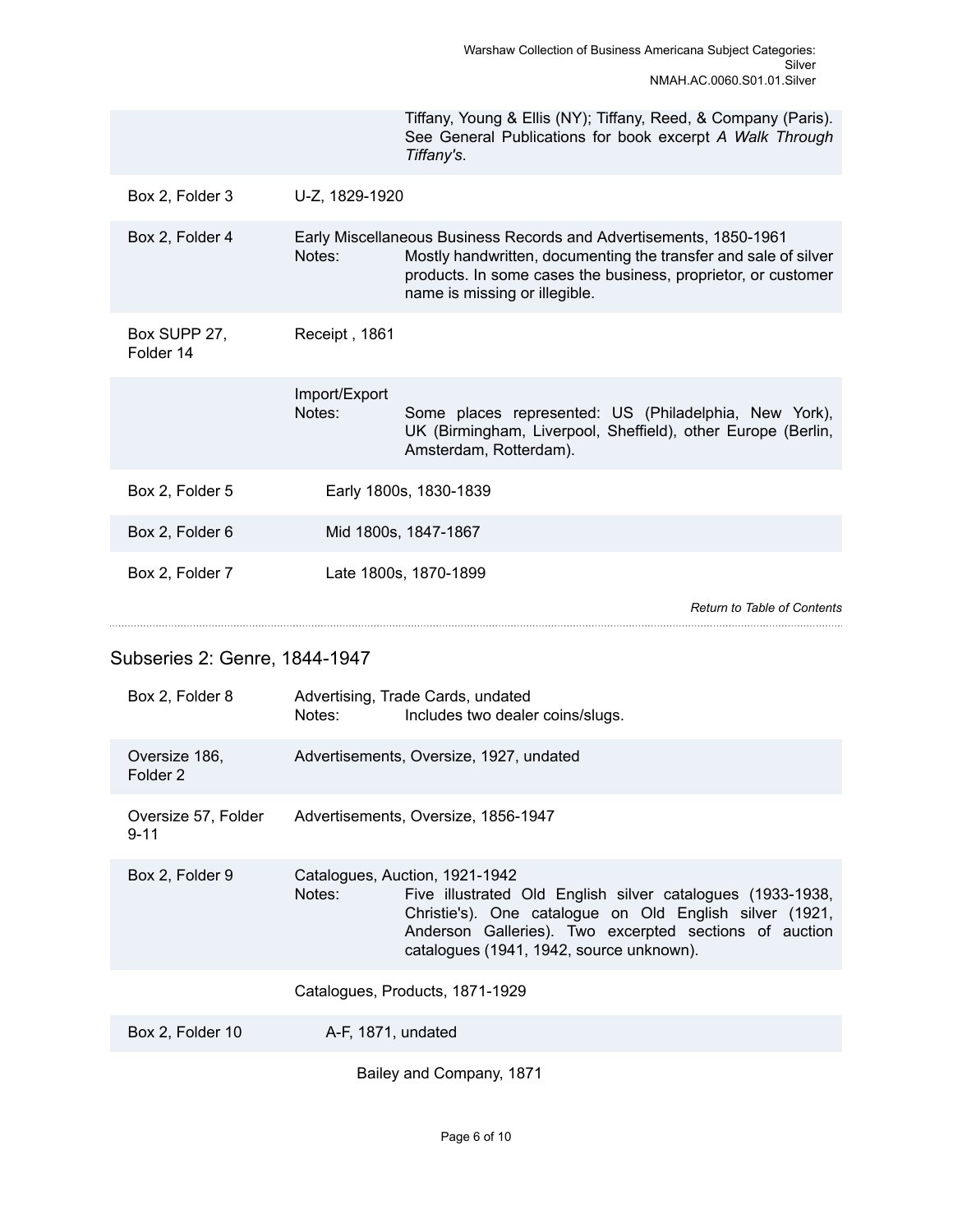| | | |
|---|---|---|
| | | Tiffany, Young & Ellis (NY); Tiffany, Reed, & Company (Paris). See General Publications for book excerpt *A Walk Through Tiffany's*. |
| Box 2, Folder 3 | U-Z, 1829-1920 | |
| Box 2, Folder 4 | Early Miscellaneous Business Records and Advertisements, 1850-1961 | |
| | Notes: | Mostly handwritten, documenting the transfer and sale of silver products. In some cases the business, proprietor, or customer name is missing or illegible. |
| Box SUPP 27, Folder 14 | Receipt , 1861 | |
| | Import/Export | |
| | Notes: | Some places represented: US (Philadelphia, New York), UK (Birmingham, Liverpool, Sheffield), other Europe (Berlin, Amsterdam, Rotterdam). |
| Box 2, Folder 5 | Early 1800s, 1830-1839 | |
| Box 2, Folder 6 | Mid 1800s, 1847-1867 | |
| Box 2, Folder 7 | Late 1800s, 1870-1899 | |

*Return to Table of Contents*

## Subseries 2: Genre, 1844-1947

| | | |
|---|---|---|
| Box 2, Folder 8 | Advertising, Trade Cards, undated | |
| | Notes: | Includes two dealer coins/slugs. |
| Oversize 186, Folder 2 | Advertisements, Oversize, 1927, undated | |
| Oversize 57, Folder 9-11 | Advertisements, Oversize, 1856-1947 | |
| Box 2, Folder 9 | Catalogues, Auction, 1921-1942 | |
| | Notes: | Five illustrated Old English silver catalogues (1933-1938, Christie's). One catalogue on Old English silver (1921, Anderson Galleries). Two excerpted sections of auction catalogues (1941, 1942, source unknown). |
| | Catalogues, Products, 1871-1929 | |
| Box 2, Folder 10 | A-F, 1871, undated | |
| | Bailey and Company, 1871 | |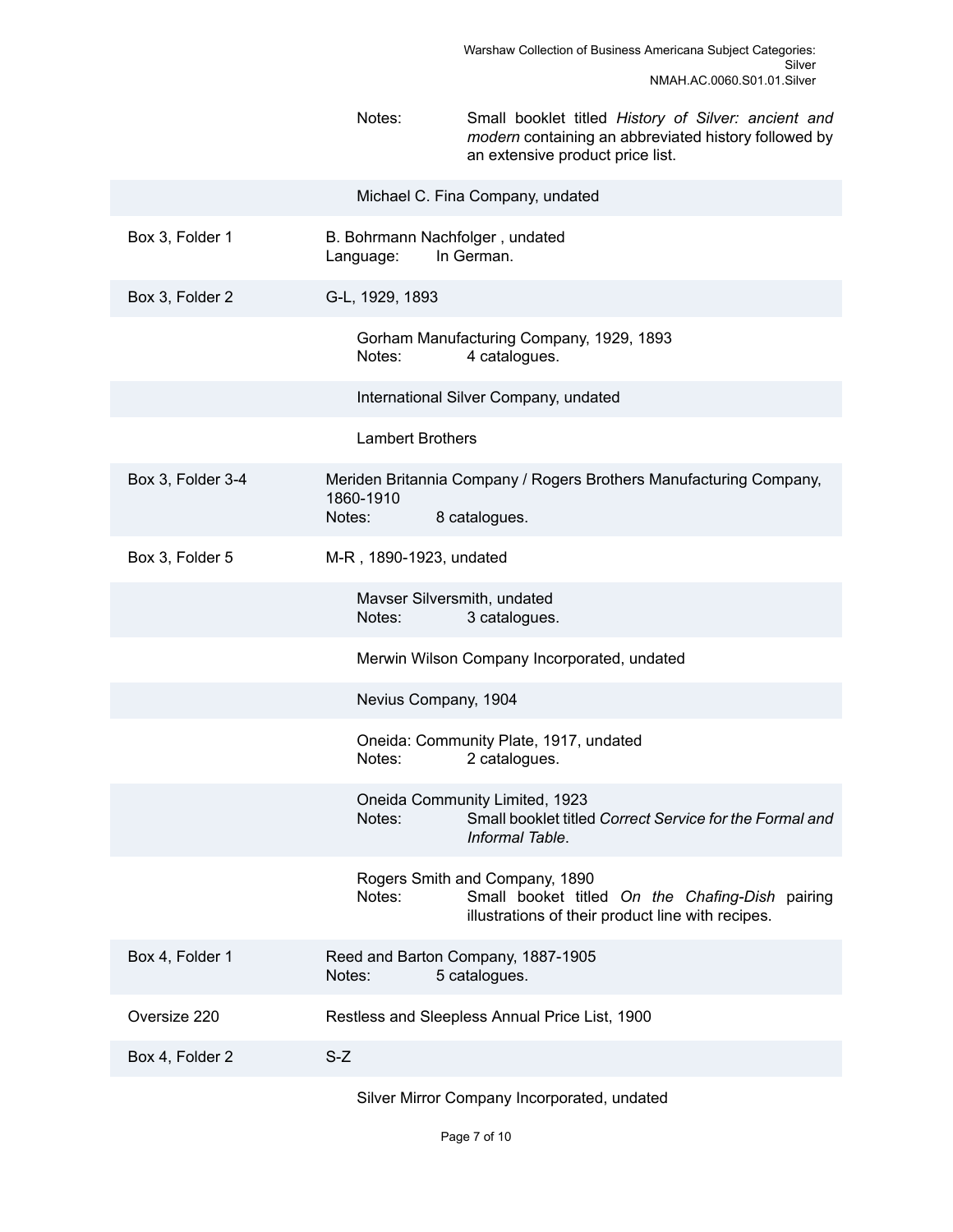| | |
|---|---|
| | Notes: Small booklet titled *History of Silver: ancient and modern* containing an abbreviated history followed by an extensive product price list. |
| | Michael C. Fina Company, undated |
| Box 3, Folder 1 | B. Bohrmann Nachfolger , undated<br>Language: In German. |
| Box 3, Folder 2 | G-L, 1929, 1893 |
| | Gorham Manufacturing Company, 1929, 1893<br>Notes: 4 catalogues. |
| | International Silver Company, undated |
| | Lambert Brothers |
| Box 3, Folder 3-4 | Meriden Britannia Company / Rogers Brothers Manufacturing Company, 1860-1910<br>Notes: 8 catalogues. |
| Box 3, Folder 5 | M-R , 1890-1923, undated |
| | Mavser Silversmith, undated<br>Notes: 3 catalogues. |
| | Merwin Wilson Company Incorporated, undated |
| | Nevius Company, 1904 |
| | Oneida: Community Plate, 1917, undated<br>Notes: 2 catalogues. |
| | Oneida Community Limited, 1923<br>Notes: Small booklet titled *Correct Service for the Formal and Informal Table*. |
| | Rogers Smith and Company, 1890<br>Notes: Small booket titled *On the Chafing-Dish* pairing illustrations of their product line with recipes. |
| Box 4, Folder 1 | Reed and Barton Company, 1887-1905<br>Notes: 5 catalogues. |
| Oversize 220 | Restless and Sleepless Annual Price List, 1900 |
| Box 4, Folder 2 | S-Z |
| | Silver Mirror Company Incorporated, undated |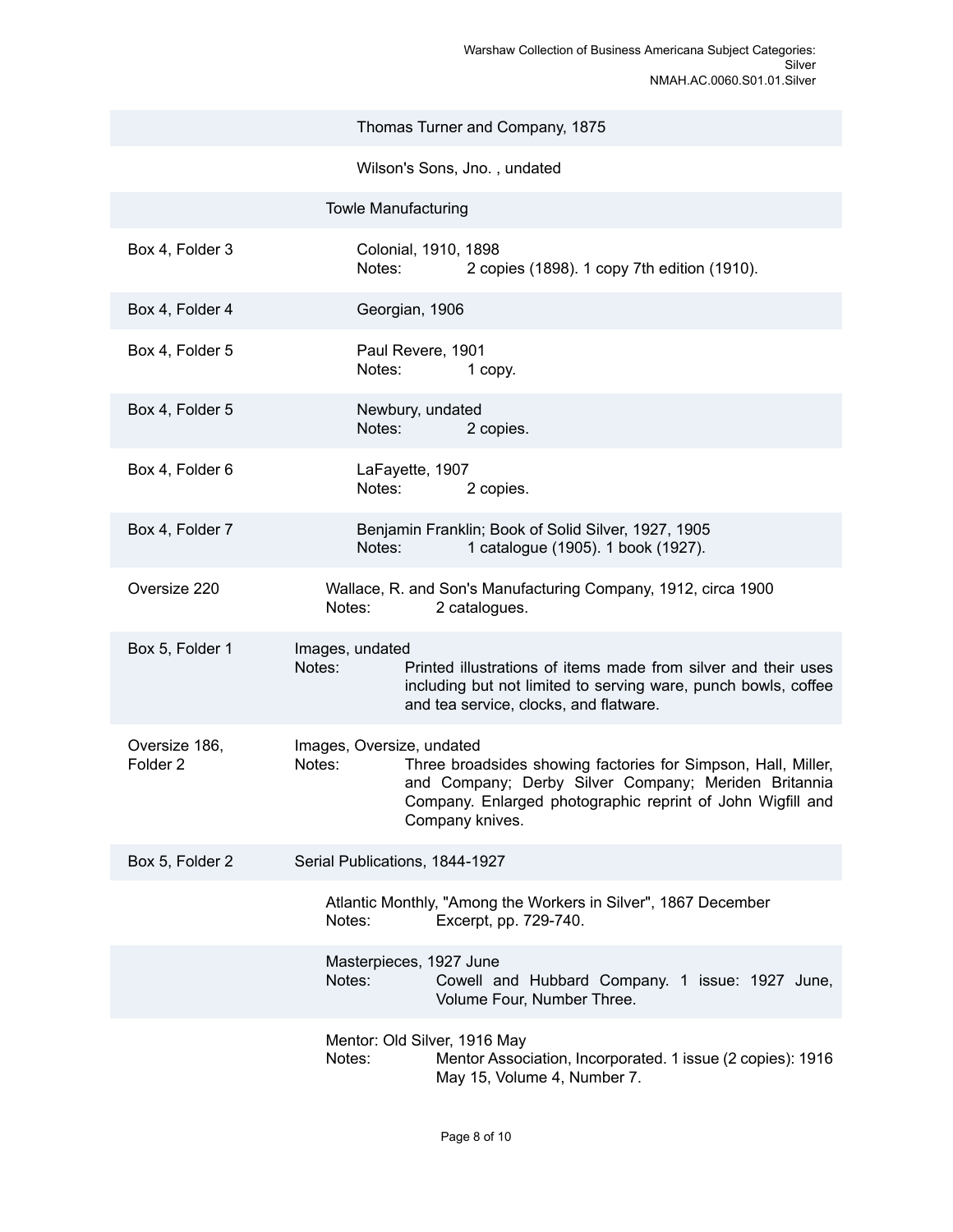| Container | Description |
| --- | --- |
| | Thomas Turner and Company, 1875 |
| | Wilson's Sons, Jno. , undated |
| | Towle Manufacturing |
| Box 4, Folder 3 | Colonial, 1910, 1898<br>Notes: 2 copies (1898). 1 copy 7th edition (1910). |
| Box 4, Folder 4 | Georgian, 1906 |
| Box 4, Folder 5 | Paul Revere, 1901<br>Notes: 1 copy. |
| Box 4, Folder 5 | Newbury, undated<br>Notes: 2 copies. |
| Box 4, Folder 6 | LaFayette, 1907<br>Notes: 2 copies. |
| Box 4, Folder 7 | Benjamin Franklin; Book of Solid Silver, 1927, 1905<br>Notes: 1 catalogue (1905). 1 book (1927). |
| Oversize 220 | Wallace, R. and Son's Manufacturing Company, 1912, circa 1900<br>Notes: 2 catalogues. |
| Box 5, Folder 1 | Images, undated<br>Notes: Printed illustrations of items made from silver and their uses including but not limited to serving ware, punch bowls, coffee and tea service, clocks, and flatware. |
| Oversize 186, Folder 2 | Images, Oversize, undated<br>Notes: Three broadsides showing factories for Simpson, Hall, Miller, and Company; Derby Silver Company; Meriden Britannia Company. Enlarged photographic reprint of John Wigfill and Company knives. |
| Box 5, Folder 2 | Serial Publications, 1844-1927 |
| | Atlantic Monthly, "Among the Workers in Silver", 1867 December<br>Notes: Excerpt, pp. 729-740. |
| | Masterpieces, 1927 June<br>Notes: Cowell and Hubbard Company. 1 issue: 1927 June, Volume Four, Number Three. |
| | Mentor: Old Silver, 1916 May<br>Notes: Mentor Association, Incorporated. 1 issue (2 copies): 1916 May 15, Volume 4, Number 7. |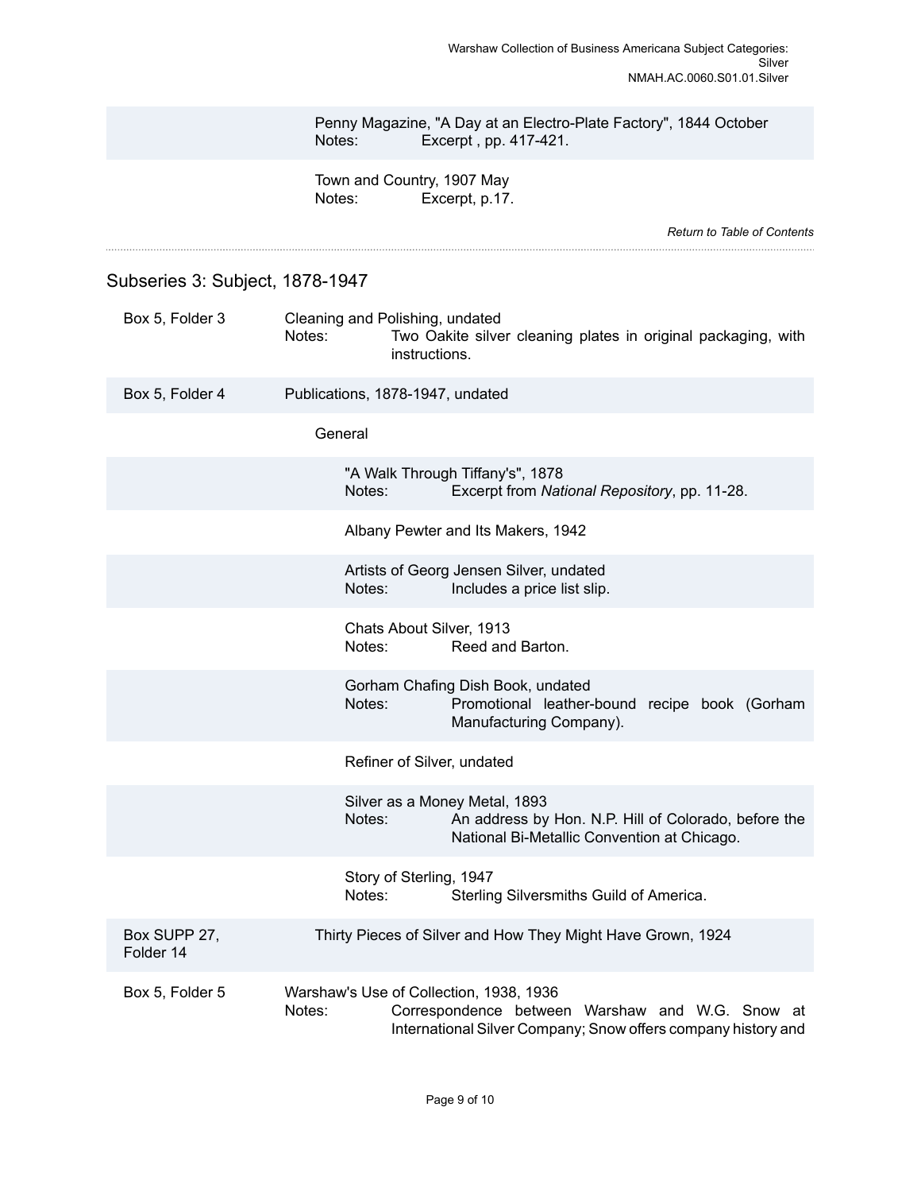Penny Magazine, "A Day at an Electro-Plate Factory", 1844 October
Notes: Excerpt , pp. 417-421.

Town and Country, 1907 May
Notes: Excerpt, p.17.

*Return to Table of Contents*

## Subseries 3: Subject, 1878-1947

Box 5, Folder 3 — Cleaning and Polishing, undated
Notes: Two Oakite silver cleaning plates in original packaging, with instructions.

Box 5, Folder 4 — Publications, 1878-1947, undated

General

"A Walk Through Tiffany's", 1878
Notes: Excerpt from *National Repository*, pp. 11-28.

Albany Pewter and Its Makers, 1942

Artists of Georg Jensen Silver, undated
Notes: Includes a price list slip.

Chats About Silver, 1913
Notes: Reed and Barton.

Gorham Chafing Dish Book, undated
Notes: Promotional leather-bound recipe book (Gorham Manufacturing Company).

Refiner of Silver, undated

Silver as a Money Metal, 1893
Notes: An address by Hon. N.P. Hill of Colorado, before the National Bi-Metallic Convention at Chicago.

Story of Sterling, 1947
Notes: Sterling Silversmiths Guild of America.

Box SUPP 27, Folder 14 — Thirty Pieces of Silver and How They Might Have Grown, 1924

Box 5, Folder 5 — Warshaw's Use of Collection, 1938, 1936
Notes: Correspondence between Warshaw and W.G. Snow at International Silver Company; Snow offers company history and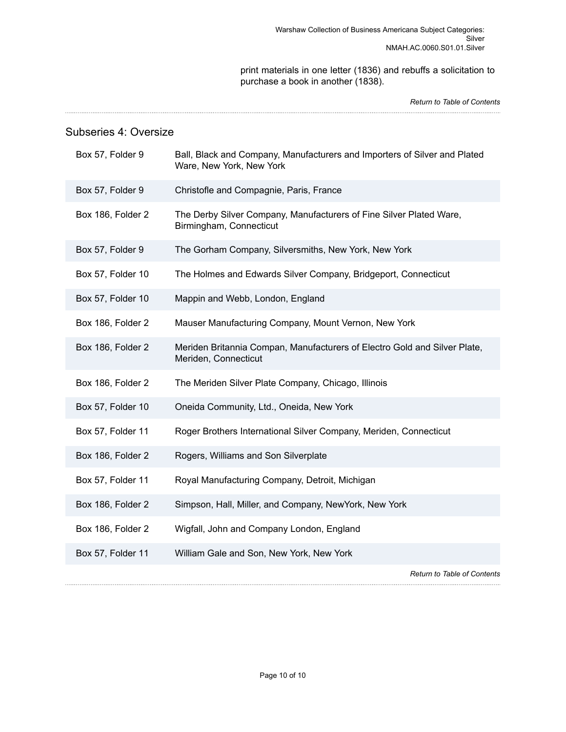print materials in one letter (1836) and rebuffs a solicitation to purchase a book in another (1838).

*Return to Table of Contents*

## Subseries 4: Oversize

| | |
|---|---|
| Box 57, Folder 9 | Ball, Black and Company, Manufacturers and Importers of Silver and Plated Ware, New York, New York |
| Box 57, Folder 9 | Christofle and Compagnie, Paris, France |
| Box 186, Folder 2 | The Derby Silver Company, Manufacturers of Fine Silver Plated Ware, Birmingham, Connecticut |
| Box 57, Folder 9 | The Gorham Company, Silversmiths, New York, New York |
| Box 57, Folder 10 | The Holmes and Edwards Silver Company, Bridgeport, Connecticut |
| Box 57, Folder 10 | Mappin and Webb, London, England |
| Box 186, Folder 2 | Mauser Manufacturing Company, Mount Vernon, New York |
| Box 186, Folder 2 | Meriden Britannia Compan, Manufacturers of Electro Gold and Silver Plate, Meriden, Connecticut |
| Box 186, Folder 2 | The Meriden Silver Plate Company, Chicago, Illinois |
| Box 57, Folder 10 | Oneida Community, Ltd., Oneida, New York |
| Box 57, Folder 11 | Roger Brothers International Silver Company, Meriden, Connecticut |
| Box 186, Folder 2 | Rogers, Williams and Son Silverplate |
| Box 57, Folder 11 | Royal Manufacturing Company, Detroit, Michigan |
| Box 186, Folder 2 | Simpson, Hall, Miller, and Company, NewYork, New York |
| Box 186, Folder 2 | Wigfall, John and Company London, England |
| Box 57, Folder 11 | William Gale and Son, New York, New York |

*Return to Table of Contents*